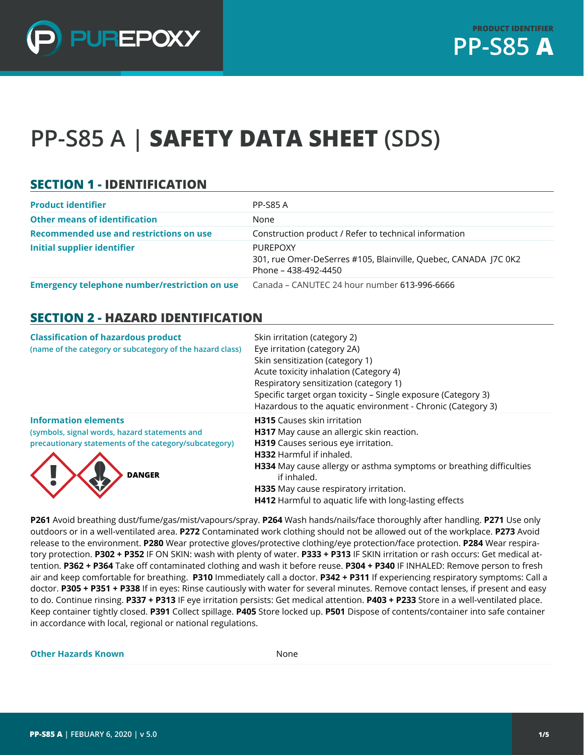PUREPOXY

PRODUCT IDENTIFIER
**PP-S85 A**

# PP-S85 A | **SAFETY DATA SHEET** (SDS)

## SECTION 1 - IDENTIFICATION

| | |
|---|---|
| **Product identifier** | PP-S85 A |
| **Other means of identification** | None |
| **Recommended use and restrictions on use** | Construction product / Refer to technical information |
| **Initial supplier identifier** | PUREPOXY<br>301, rue Omer-DeSerres #105, Blainville, Quebec, CANADA J7C 0K2<br>Phone – 438-492-4450 |
| **Emergency telephone number/restriction on use** | Canada – CANUTEC 24 hour number **613-996-6666** |

## SECTION 2 - HAZARD IDENTIFICATION

| | |
|---|---|
| **Classification of hazardous product**<br>(name of the category or subcategory of the hazard class) | Skin irritation (category 2)<br>Eye irritation (category 2A)<br>Skin sensitization (category 1)<br>Acute toxicity inhalation (Category 4)<br>Respiratory sensitization (category 1)<br>Specific target organ toxicity – Single exposure (Category 3)<br>Hazardous to the aquatic environment - Chronic (Category 3) |
| **Information elements**<br>(symbols, signal words, hazard statements and precautionary statements of the category/subcategory)<br><br>**DANGER** | **H315** Causes skin irritation<br>**H317** May cause an allergic skin reaction.<br>**H319** Causes serious eye irritation.<br>**H332** Harmful if inhaled.<br>**H334** May cause allergy or asthma symptoms or breathing difficulties if inhaled.<br>**H335** May cause respiratory irritation.<br>**H412** Harmful to aquatic life with long-lasting effects |

**P261** Avoid breathing dust/fume/gas/mist/vapours/spray. **P264** Wash hands/nails/face thoroughly after handling. **P271** Use only outdoors or in a well-ventilated area. **P272** Contaminated work clothing should not be allowed out of the workplace. **P273** Avoid release to the environment. **P280** Wear protective gloves/protective clothing/eye protection/face protection. **P284** Wear respiratory protection. **P302 + P352** IF ON SKIN: wash with plenty of water. **P333 + P313** IF SKIN irritation or rash occurs: Get medical attention. **P362 + P364** Take off contaminated clothing and wash it before reuse. **P304 + P340** IF INHALED: Remove person to fresh air and keep comfortable for breathing. **P310** Immediately call a doctor. **P342 + P311** If experiencing respiratory symptoms: Call a doctor. **P305 + P351 + P338** If in eyes: Rinse cautiously with water for several minutes. Remove contact lenses, if present and easy to do. Continue rinsing. **P337 + P313** IF eye irritation persists: Get medical attention. **P403 + P233** Store in a well-ventilated place. Keep container tightly closed. **P391** Collect spillage. **P405** Store locked up. **P501** Dispose of contents/container into safe container in accordance with local, regional or national regulations.

| | |
|---|---|
| **Other Hazards Known** | None |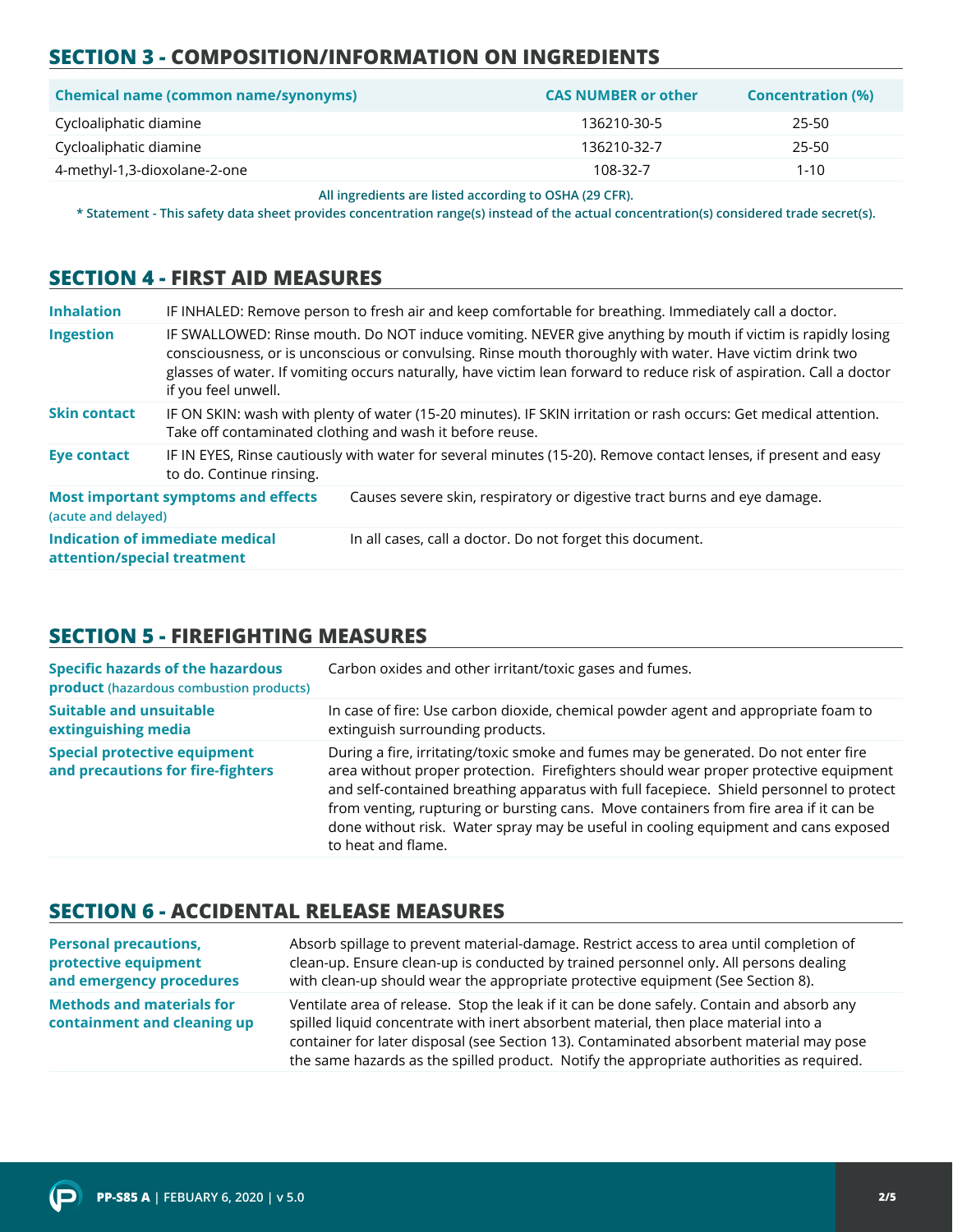## SECTION 3 - COMPOSITION/INFORMATION ON INGREDIENTS

| Chemical name (common name/synonyms) | CAS NUMBER or other | Concentration (%) |
|---|---|---|
| Cycloaliphatic diamine | 136210-30-5 | 25-50 |
| Cycloaliphatic diamine | 136210-32-7 | 25-50 |
| 4-methyl-1,3-dioxolane-2-one | 108-32-7 | 1-10 |

All ingredients are listed according to OSHA (29 CFR).

* Statement - This safety data sheet provides concentration range(s) instead of the actual concentration(s) considered trade secret(s).

## SECTION 4 - FIRST AID MEASURES

| | |
|---|---|
| **Inhalation** | IF INHALED: Remove person to fresh air and keep comfortable for breathing. Immediately call a doctor. |
| **Ingestion** | IF SWALLOWED: Rinse mouth. Do NOT induce vomiting. NEVER give anything by mouth if victim is rapidly losing consciousness, or is unconscious or convulsing. Rinse mouth thoroughly with water. Have victim drink two glasses of water. If vomiting occurs naturally, have victim lean forward to reduce risk of aspiration. Call a doctor if you feel unwell. |
| **Skin contact** | IF ON SKIN: wash with plenty of water (15-20 minutes). IF SKIN irritation or rash occurs: Get medical attention. Take off contaminated clothing and wash it before reuse. |
| **Eye contact** | IF IN EYES, Rinse cautiously with water for several minutes (15-20). Remove contact lenses, if present and easy to do. Continue rinsing. |
| **Most important symptoms and effects** (acute and delayed) | Causes severe skin, respiratory or digestive tract burns and eye damage. |
| **Indication of immediate medical attention/special treatment** | In all cases, call a doctor. Do not forget this document. |

## SECTION 5 - FIREFIGHTING MEASURES

| | |
|---|---|
| **Specific hazards of the hazardous product** (hazardous combustion products) | Carbon oxides and other irritant/toxic gases and fumes. |
| **Suitable and unsuitable extinguishing media** | In case of fire: Use carbon dioxide, chemical powder agent and appropriate foam to extinguish surrounding products. |
| **Special protective equipment and precautions for fire-fighters** | During a fire, irritating/toxic smoke and fumes may be generated. Do not enter fire area without proper protection. Firefighters should wear proper protective equipment and self-contained breathing apparatus with full facepiece. Shield personnel to protect from venting, rupturing or bursting cans. Move containers from fire area if it can be done without risk. Water spray may be useful in cooling equipment and cans exposed to heat and flame. |

## SECTION 6 - ACCIDENTAL RELEASE MEASURES

| | |
|---|---|
| **Personal precautions, protective equipment and emergency procedures** | Absorb spillage to prevent material-damage. Restrict access to area until completion of clean-up. Ensure clean-up is conducted by trained personnel only. All persons dealing with clean-up should wear the appropriate protective equipment (See Section 8). |
| **Methods and materials for containment and cleaning up** | Ventilate area of release. Stop the leak if it can be done safely. Contain and absorb any spilled liquid concentrate with inert absorbent material, then place material into a container for later disposal (see Section 13). Contaminated absorbent material may pose the same hazards as the spilled product. Notify the appropriate authorities as required. |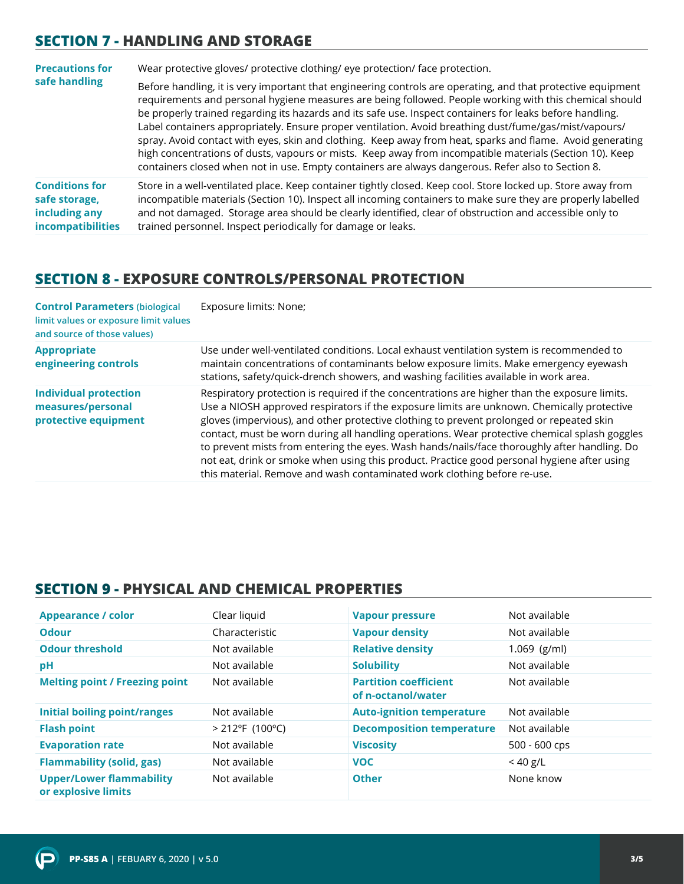## SECTION 7 - HANDLING AND STORAGE

| | |
|---|---|
| **Precautions for safe handling** | Wear protective gloves/ protective clothing/ eye protection/ face protection.<br><br>Before handling, it is very important that engineering controls are operating, and that protective equipment requirements and personal hygiene measures are being followed. People working with this chemical should be properly trained regarding its hazards and its safe use. Inspect containers for leaks before handling. Label containers appropriately. Ensure proper ventilation. Avoid breathing dust/fume/gas/mist/vapours/ spray. Avoid contact with eyes, skin and clothing. Keep away from heat, sparks and flame. Avoid generating high concentrations of dusts, vapours or mists. Keep away from incompatible materials (Section 10). Keep containers closed when not in use. Empty containers are always dangerous. Refer also to Section 8. |
| **Conditions for safe storage, including any incompatibilities** | Store in a well-ventilated place. Keep container tightly closed. Keep cool. Store locked up. Store away from incompatible materials (Section 10). Inspect all incoming containers to make sure they are properly labelled and not damaged. Storage area should be clearly identified, clear of obstruction and accessible only to trained personnel. Inspect periodically for damage or leaks. |

## SECTION 8 - EXPOSURE CONTROLS/PERSONAL PROTECTION

| | |
|---|---|
| **Control Parameters** (biological limit values or exposure limit values and source of those values) | Exposure limits: None; |
| **Appropriate engineering controls** | Use under well-ventilated conditions. Local exhaust ventilation system is recommended to maintain concentrations of contaminants below exposure limits. Make emergency eyewash stations, safety/quick-drench showers, and washing facilities available in work area. |
| **Individual protection measures/personal protective equipment** | Respiratory protection is required if the concentrations are higher than the exposure limits. Use a NIOSH approved respirators if the exposure limits are unknown. Chemically protective gloves (impervious), and other protective clothing to prevent prolonged or repeated skin contact, must be worn during all handling operations. Wear protective chemical splash goggles to prevent mists from entering the eyes. Wash hands/nails/face thoroughly after handling. Do not eat, drink or smoke when using this product. Practice good personal hygiene after using this material. Remove and wash contaminated work clothing before re-use. |

## SECTION 9 - PHYSICAL AND CHEMICAL PROPERTIES

| | | | |
|---|---|---|---|
| **Appearance / color** | Clear liquid | **Vapour pressure** | Not available |
| **Odour** | Characteristic | **Vapour density** | Not available |
| **Odour threshold** | Not available | **Relative density** | 1.069 (g/ml) |
| **pH** | Not available | **Solubility** | Not available |
| **Melting point / Freezing point** | Not available | **Partition coefficient of n-octanol/water** | Not available |
| **Initial boiling point/ranges** | Not available | **Auto-ignition temperature** | Not available |
| **Flash point** | > 212ºF (100ºC) | **Decomposition temperature** | Not available |
| **Evaporation rate** | Not available | **Viscosity** | 500 - 600 cps |
| **Flammability (solid, gas)** | Not available | **VOC** | < 40 g/L |
| **Upper/Lower flammability or explosive limits** | Not available | **Other** | None know |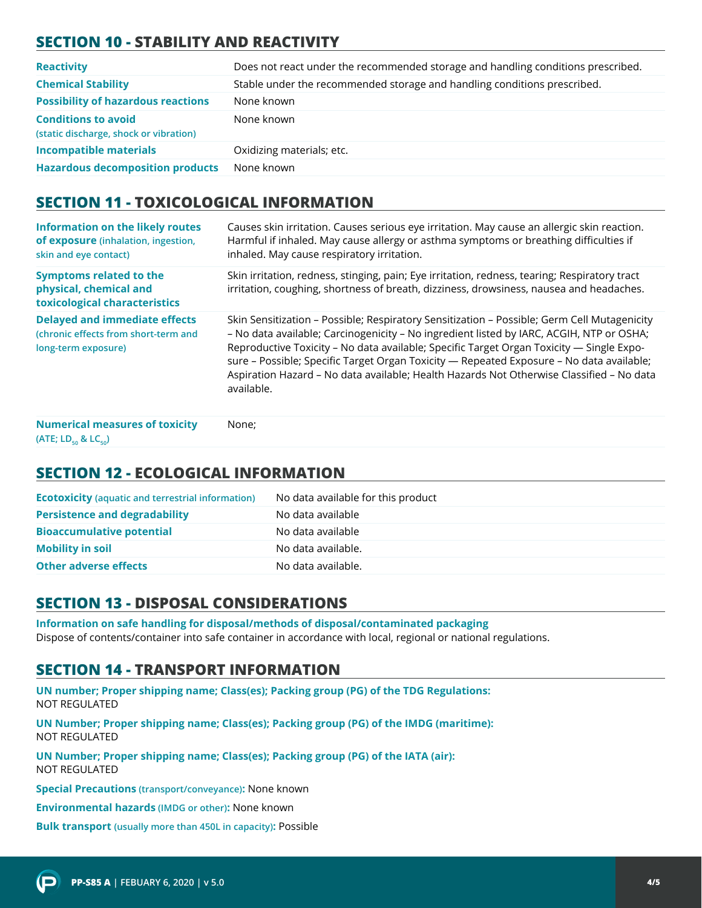## SECTION 10 - STABILITY AND REACTIVITY

| | |
|---|---|
| **Reactivity** | Does not react under the recommended storage and handling conditions prescribed. |
| **Chemical Stability** | Stable under the recommended storage and handling conditions prescribed. |
| **Possibility of hazardous reactions** | None known |
| **Conditions to avoid** (static discharge, shock or vibration) | None known |
| **Incompatible materials** | Oxidizing materials; etc. |
| **Hazardous decomposition products** | None known |

## SECTION 11 - TOXICOLOGICAL INFORMATION

| | |
|---|---|
| **Information on the likely routes of exposure** (inhalation, ingestion, skin and eye contact) | Causes skin irritation. Causes serious eye irritation. May cause an allergic skin reaction. Harmful if inhaled. May cause allergy or asthma symptoms or breathing difficulties if inhaled. May cause respiratory irritation. |
| **Symptoms related to the physical, chemical and toxicological characteristics** | Skin irritation, redness, stinging, pain; Eye irritation, redness, tearing; Respiratory tract irritation, coughing, shortness of breath, dizziness, drowsiness, nausea and headaches. |
| **Delayed and immediate effects** (chronic effects from short-term and long-term exposure) | Skin Sensitization – Possible; Respiratory Sensitization – Possible; Germ Cell Mutagenicity – No data available; Carcinogenicity – No ingredient listed by IARC, ACGIH, NTP or OSHA; Reproductive Toxicity – No data available; Specific Target Organ Toxicity — Single Exposure – Possible; Specific Target Organ Toxicity — Repeated Exposure – No data available; Aspiration Hazard – No data available; Health Hazards Not Otherwise Classified – No data available. |
| **Numerical measures of toxicity** (ATE; $LD_{50}$ & $LC_{50}$) | None; |

## SECTION 12 - ECOLOGICAL INFORMATION

| | |
|---|---|
| **Ecotoxicity** (aquatic and terrestrial information) | No data available for this product |
| **Persistence and degradability** | No data available |
| **Bioaccumulative potential** | No data available |
| **Mobility in soil** | No data available. |
| **Other adverse effects** | No data available. |

## SECTION 13 - DISPOSAL CONSIDERATIONS

**Information on safe handling for disposal/methods of disposal/contaminated packaging**
Dispose of contents/container into safe container in accordance with local, regional or national regulations.

## SECTION 14 - TRANSPORT INFORMATION

**UN number; Proper shipping name; Class(es); Packing group (PG) of the TDG Regulations:**
NOT REGULATED

**UN Number; Proper shipping name; Class(es); Packing group (PG) of the IMDG (maritime):**
NOT REGULATED

**UN Number; Proper shipping name; Class(es); Packing group (PG) of the IATA (air):**
NOT REGULATED

**Special Precautions** (transport/conveyance)**:** None known

**Environmental hazards** (IMDG or other)**:** None known

**Bulk transport** (usually more than 450L in capacity)**:** Possible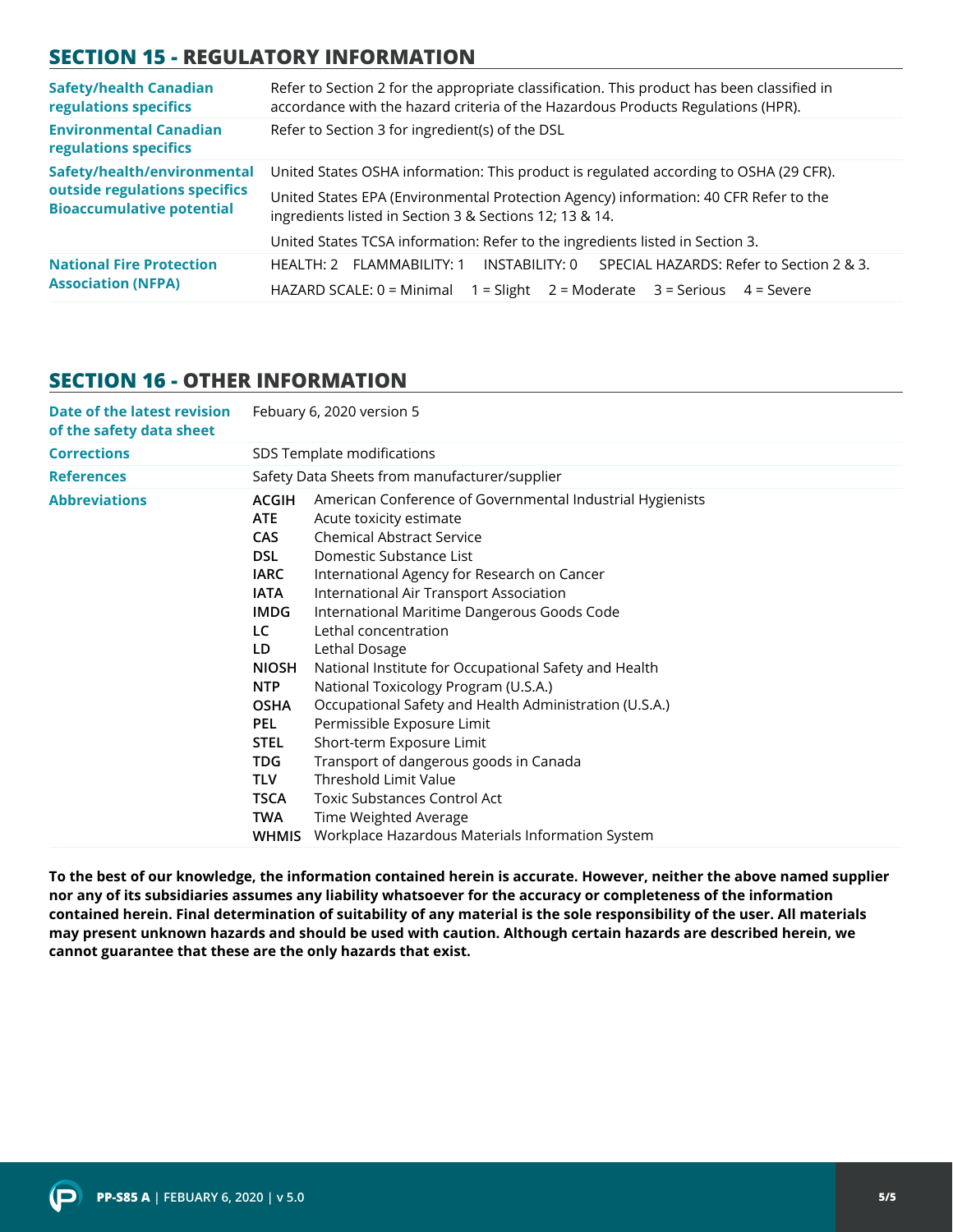## SECTION 15 - REGULATORY INFORMATION

| | |
|---|---|
| **Safety/health Canadian regulations specifics** | Refer to Section 2 for the appropriate classification. This product has been classified in accordance with the hazard criteria of the Hazardous Products Regulations (HPR). |
| **Environmental Canadian regulations specifics** | Refer to Section 3 for ingredient(s) of the DSL |
| **Safety/health/environmental outside regulations specifics Bioaccumulative potential** | United States OSHA information: This product is regulated according to OSHA (29 CFR).<br>United States EPA (Environmental Protection Agency) information: 40 CFR Refer to the ingredients listed in Section 3 & Sections 12; 13 & 14.<br>United States TCSA information: Refer to the ingredients listed in Section 3. |
| **National Fire Protection Association (NFPA)** | HEALTH: 2 FLAMMABILITY: 1 INSTABILITY: 0 SPECIAL HAZARDS: Refer to Section 2 & 3.<br>HAZARD SCALE: 0 = Minimal 1 = Slight 2 = Moderate 3 = Serious 4 = Severe |

## SECTION 16 - OTHER INFORMATION

| | |
|---|---|
| **Date of the latest revision of the safety data sheet** | Febuary 6, 2020 version 5 |
| **Corrections** | SDS Template modifications |
| **References** | Safety Data Sheets from manufacturer/supplier |

**Abbreviations**

| | |
|---|---|
| **ACGIH** | American Conference of Governmental Industrial Hygienists |
| **ATE** | Acute toxicity estimate |
| **CAS** | Chemical Abstract Service |
| **DSL** | Domestic Substance List |
| **IARC** | International Agency for Research on Cancer |
| **IATA** | International Air Transport Association |
| **IMDG** | International Maritime Dangerous Goods Code |
| **LC** | Lethal concentration |
| **LD** | Lethal Dosage |
| **NIOSH** | National Institute for Occupational Safety and Health |
| **NTP** | National Toxicology Program (U.S.A.) |
| **OSHA** | Occupational Safety and Health Administration (U.S.A.) |
| **PEL** | Permissible Exposure Limit |
| **STEL** | Short-term Exposure Limit |
| **TDG** | Transport of dangerous goods in Canada |
| **TLV** | Threshold Limit Value |
| **TSCA** | Toxic Substances Control Act |
| **TWA** | Time Weighted Average |
| **WHMIS** | Workplace Hazardous Materials Information System |

**To the best of our knowledge, the information contained herein is accurate. However, neither the above named supplier nor any of its subsidiaries assumes any liability whatsoever for the accuracy or completeness of the information contained herein. Final determination of suitability of any material is the sole responsibility of the user. All materials may present unknown hazards and should be used with caution. Although certain hazards are described herein, we cannot guarantee that these are the only hazards that exist.**